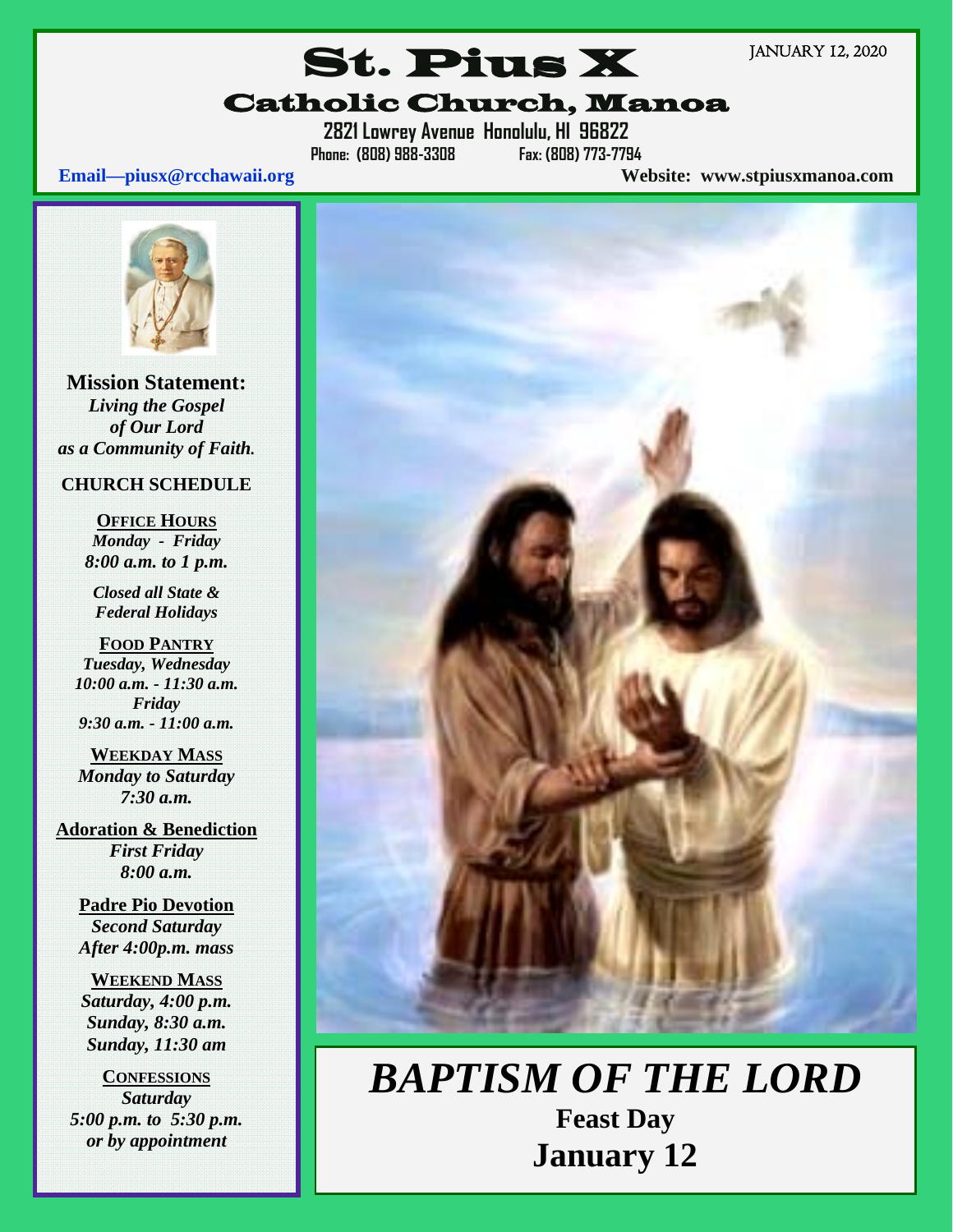JANUARY 12, 2020

# St. Pius X

## Catholic Church, Manoa

**2821 Lowrey Avenue Honolulu, HI 96822**

**Phone: (808) 988-3308 Fax: (808) 773-7794**

**Email—piusx@rcchawaii.org** **Website: www.stpiusxmanoa.com**

**Mission Statement:**
***Living the Gospel of Our Lord as a Community of Faith.***

**CHURCH SCHEDULE**

**OFFICE HOURS**
*Monday - Friday*
***8:00 a.m. to 1 p.m.***

*Closed all State & Federal Holidays*

**FOOD PANTRY**
*Tuesday, Wednesday*
***10:00 a.m. - 11:30 a.m.***
*Friday*
***9:30 a.m. - 11:00 a.m.***

**WEEKDAY MASS**
*Monday to Saturday*
***7:30 a.m.***

**Adoration & Benediction**
*First Friday*
***8:00 a.m.***

**Padre Pio Devotion**
*Second Saturday*
*After 4:00p.m. mass*

**WEEKEND MASS**
*Saturday, 4:00 p.m.*
*Sunday, 8:30 a.m.*
*Sunday, 11:30 am*

**CONFESSIONS**
*Saturday*
***5:00 p.m. to 5:30 p.m.***
*or by appointment*

# *BAPTISM OF THE LORD*

**Feast Day**

**January 12**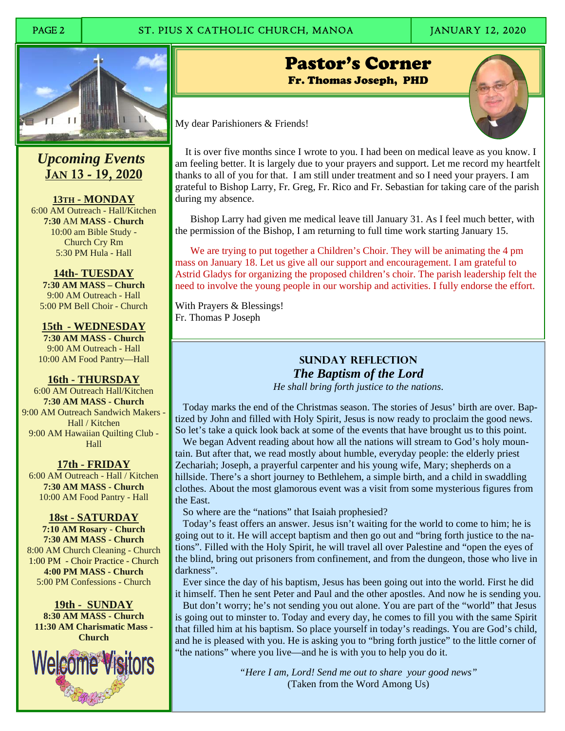## Upcoming Events
## Jan 13 - 19, 2020

**13th - MONDAY**
6:00 AM Outreach - Hall/Kitchen
**7:30** AM **MASS - Church**
10:00 am Bible Study - Church Cry Rm
5:30 PM Hula - Hall

**14th- TUESDAY**
**7:30 AM MASS – Church**
9:00 AM Outreach - Hall
5:00 PM Bell Choir - Church

**15th - WEDNESDAY**
**7:30 AM MASS - Church**
9:00 AM Outreach - Hall
10:00 AM Food Pantry—Hall

**16th - THURSDAY**
6:00 AM Outreach Hall/Kitchen
**7:30 AM MASS - Church**
9:00 AM Outreach Sandwich Makers - Hall / Kitchen
9:00 AM Hawaiian Quilting Club - Hall

**17th - FRIDAY**
6:00 AM Outreach - Hall / Kitchen
**7:30 AM MASS - Church**
10:00 AM Food Pantry - Hall

**18st - SATURDAY**
**7:10 AM Rosary - Church**
**7:30 AM MASS - Church**
8:00 AM Church Cleaning - Church
1:00 PM - Choir Practice - Church
**4:00 PM MASS - Church**
5:00 PM Confessions - Church

**19th - SUNDAY**
**8:30 AM MASS - Church**
**11:30 AM Charismatic Mass - Church**

Welcome Visitors

# Pastor's Corner
### Fr. Thomas Joseph, PHD

My dear Parishioners & Friends!

It is over five months since I wrote to you. I had been on medical leave as you know. I am feeling better. It is largely due to your prayers and support. Let me record my heartfelt thanks to all of you for that. I am still under treatment and so I need your prayers. I am grateful to Bishop Larry, Fr. Greg, Fr. Rico and Fr. Sebastian for taking care of the parish during my absence.

Bishop Larry had given me medical leave till January 31. As I feel much better, with the permission of the Bishop, I am returning to full time work starting January 15.

We are trying to put together a Children's Choir. They will be animating the 4 pm mass on January 18. Let us give all our support and encouragement. I am grateful to Astrid Gladys for organizing the proposed children's choir. The parish leadership felt the need to involve the young people in our worship and activities. I fully endorse the effort.

With Prayers & Blessings!
Fr. Thomas P Joseph

## SUNDAY REFLECTION
### *The Baptism of the Lord*

*He shall bring forth justice to the nations.*

Today marks the end of the Christmas season. The stories of Jesus' birth are over. Baptized by John and filled with Holy Spirit, Jesus is now ready to proclaim the good news. So let's take a quick look back at some of the events that have brought us to this point.

We began Advent reading about how all the nations will stream to God's holy mountain. But after that, we read mostly about humble, everyday people: the elderly priest Zechariah; Joseph, a prayerful carpenter and his young wife, Mary; shepherds on a hillside. There's a short journey to Bethlehem, a simple birth, and a child in swaddling clothes. About the most glamorous event was a visit from some mysterious figures from the East.

So where are the "nations" that Isaiah prophesied?

Today's feast offers an answer. Jesus isn't waiting for the world to come to him; he is going out to it. He will accept baptism and then go out and "bring forth justice to the nations". Filled with the Holy Spirit, he will travel all over Palestine and "open the eyes of the blind, bring out prisoners from confinement, and from the dungeon, those who live in darkness".

Ever since the day of his baptism, Jesus has been going out into the world. First he did it himself. Then he sent Peter and Paul and the other apostles. And now he is sending you.

But don't worry; he's not sending you out alone. You are part of the "world" that Jesus is going out to minster to. Today and every day, he comes to fill you with the same Spirit that filled him at his baptism. So place yourself in today's readings. You are God's child, and he is pleased with you. He is asking you to "bring forth justice" to the little corner of "the nations" where you live—and he is with you to help you do it.

*"Here I am, Lord! Send me out to share your good news"*
(Taken from the Word Among Us)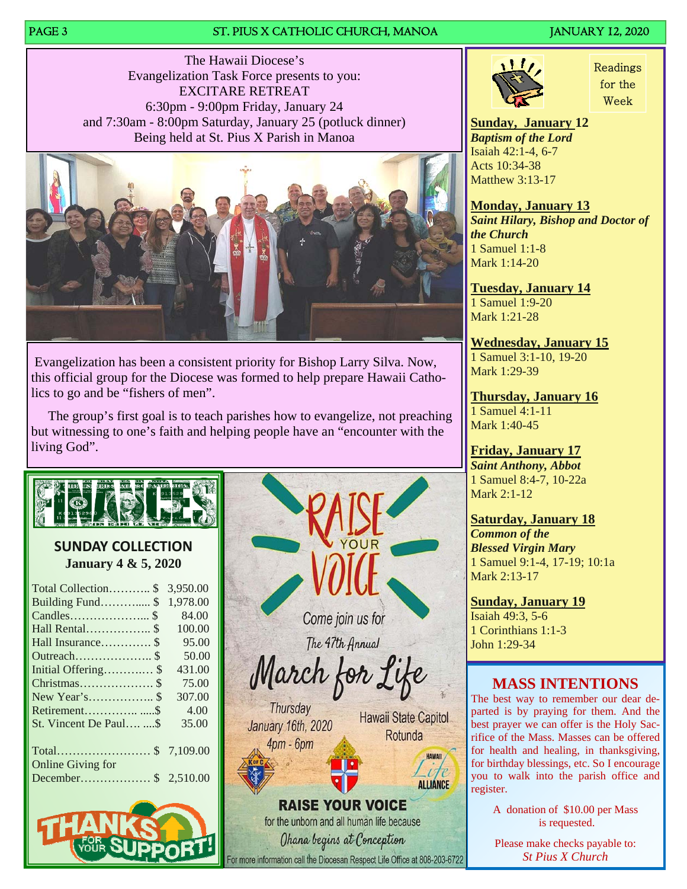The Hawaii Diocese's
Evangelization Task Force presents to you:
EXCITARE RETREAT
6:30pm - 9:00pm Friday, January 24
and 7:30am - 8:00pm Saturday, January 25 (potluck dinner)
Being held at St. Pius X Parish in Manoa

Evangelization has been a consistent priority for Bishop Larry Silva. Now, this official group for the Diocese was formed to help prepare Hawaii Catholics to go and be "fishers of men".

The group's first goal is to teach parishes how to evangelize, not preaching but witnessing to one's faith and helping people have an "encounter with the living God".

## FINANCES

### SUNDAY COLLECTION

**January 4 & 5, 2020**

| | |
|---|---|
| Total Collection | $ 3,950.00 |
| Building Fund | $ 1,978.00 |
| Candles | $ 84.00 |
| Hall Rental | $ 100.00 |
| Hall Insurance | $ 95.00 |
| Outreach | $ 50.00 |
| Initial Offering | $ 431.00 |
| Christmas | $ 75.00 |
| New Year's | $ 307.00 |
| Retirement | $ 4.00 |
| St. Vincent De Paul | $ 35.00 |
| Total | $ 7,109.00 |
| Online Giving for December | $ 2,510.00 |

THANKS FOR YOUR SUPPORT!

RAISE YOUR VOICE

Come join us for
The 47th Annual
March for Life

Thursday
January 16th, 2020
4pm - 6pm

Hawaii State Capitol
Rotunda

RAISE YOUR VOICE
for the unborn and all human life because
Ohana begins at Conception

For more information call the Diocesan Respect Life Office at 808-203-6722

## Readings for the Week

**Sunday, January 12**
***Baptism of the Lord***
Isaiah 42:1-4, 6-7
Acts 10:34-38
Matthew 3:13-17

**Monday, January 13**
***Saint Hilary, Bishop and Doctor of the Church***
1 Samuel 1:1-8
Mark 1:14-20

**Tuesday, January 14**
1 Samuel 1:9-20
Mark 1:21-28

**Wednesday, January 15**
1 Samuel 3:1-10, 19-20
Mark 1:29-39

**Thursday, January 16**
1 Samuel 4:1-11
Mark 1:40-45

**Friday, January 17**
***Saint Anthony, Abbot***
1 Samuel 8:4-7, 10-22a
Mark 2:1-12

**Saturday, January 18**
***Common of the Blessed Virgin Mary***
1 Samuel 9:1-4, 17-19; 10:1a
Mark 2:13-17

**Sunday, January 19**
Isaiah 49:3, 5-6
1 Corinthians 1:1-3
John 1:29-34

## MASS INTENTIONS

The best way to remember our dear departed is by praying for them. And the best prayer we can offer is the Holy Sacrifice of the Mass. Masses can be offered for health and healing, in thanksgiving, for birthday blessings, etc. So I encourage you to walk into the parish office and register.

A donation of $10.00 per Mass is requested.

Please make checks payable to:
*St Pius X Church*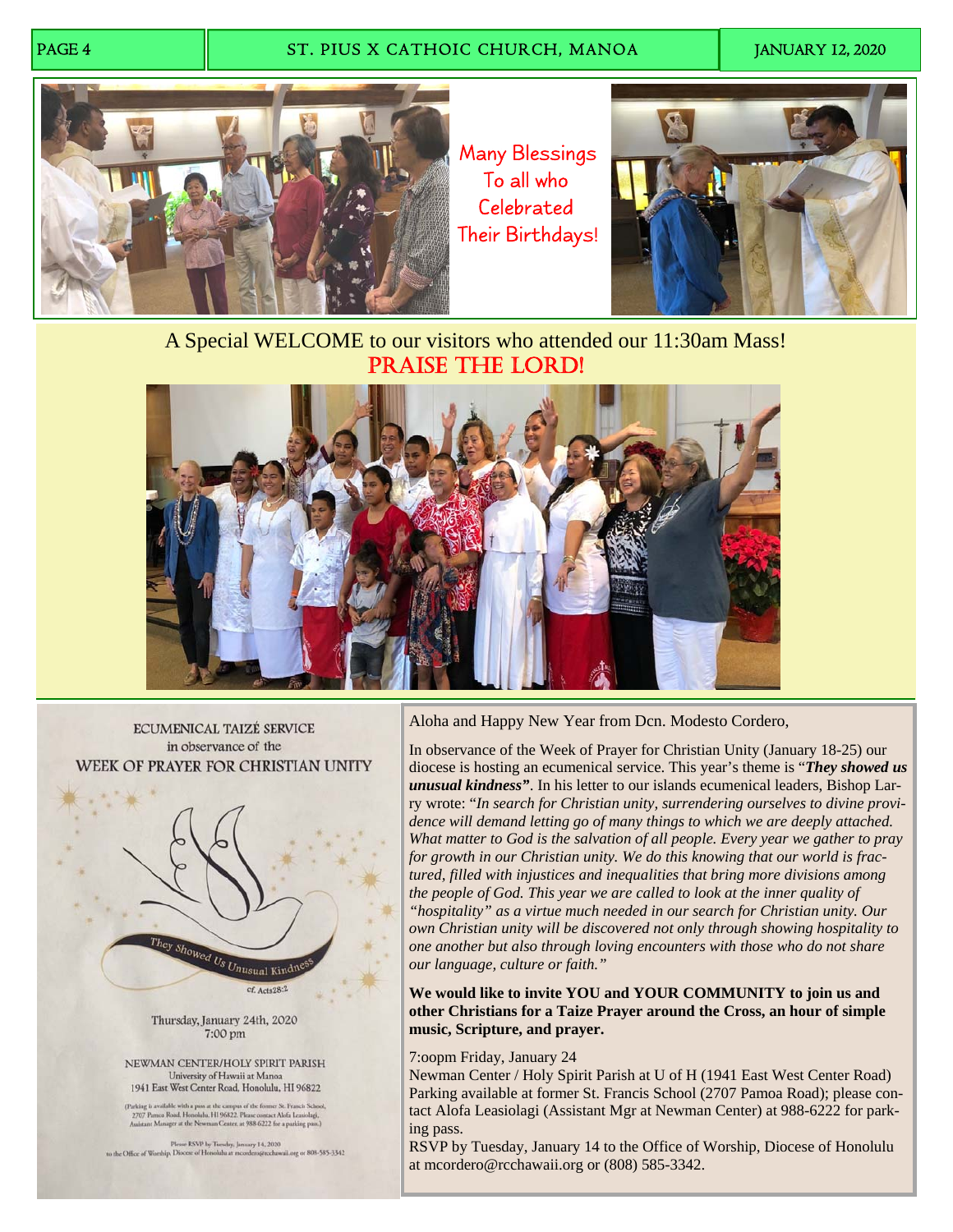Many Blessings
To all who
Celebrated
Their Birthdays!

A Special WELCOME to our visitors who attended our 11:30am Mass!

PRAISE THE LORD!

ECUMENICAL TAIZÉ SERVICE
in observance of the
WEEK OF PRAYER FOR CHRISTIAN UNITY

They Showed Us Unusual Kindness

cf. Acts28:2

Thursday, January 24th, 2020
7:00 pm

NEWMAN CENTER/HOLY SPIRIT PARISH
University of Hawaii at Manoa
1941 East West Center Road, Honolulu, HI 96822

(Parking is available with a pass at the campus of the former St. Francis School, 2707 Pamoa Road, Honolulu, HI 96822. Please contact Alofa Leasiolagi, Assistant Manager at the Newman Center, at 988-6222 for a parking pass.)

Please RSVP by Tuesday, January 14, 2020 to the Office of Worship, Diocese of Honolulu at mcordero@rcchawaii.org or 808-585-3342

Aloha and Happy New Year from Dcn. Modesto Cordero,

In observance of the Week of Prayer for Christian Unity (January 18-25) our diocese is hosting an ecumenical service. This year's theme is "***They showed us unusual kindness***". In his letter to our islands ecumenical leaders, Bishop Larry wrote: "*In search for Christian unity, surrendering ourselves to divine providence will demand letting go of many things to which we are deeply attached. What matter to God is the salvation of all people. Every year we gather to pray for growth in our Christian unity. We do this knowing that our world is fractured, filled with injustices and inequalities that bring more divisions among the people of God. This year we are called to look at the inner quality of "hospitality" as a virtue much needed in our search for Christian unity. Our own Christian unity will be discovered not only through showing hospitality to one another but also through loving encounters with those who do not share our language, culture or faith.*"

**We would like to invite YOU and YOUR COMMUNITY to join us and other Christians for a Taize Prayer around the Cross, an hour of simple music, Scripture, and prayer.**

7:oopm Friday, January 24
Newman Center / Holy Spirit Parish at U of H (1941 East West Center Road)
Parking available at former St. Francis School (2707 Pamoa Road); please contact Alofa Leasiolagi (Assistant Mgr at Newman Center) at 988-6222 for parking pass.
RSVP by Tuesday, January 14 to the Office of Worship, Diocese of Honolulu at mcordero@rcchawaii.org or (808) 585-3342.